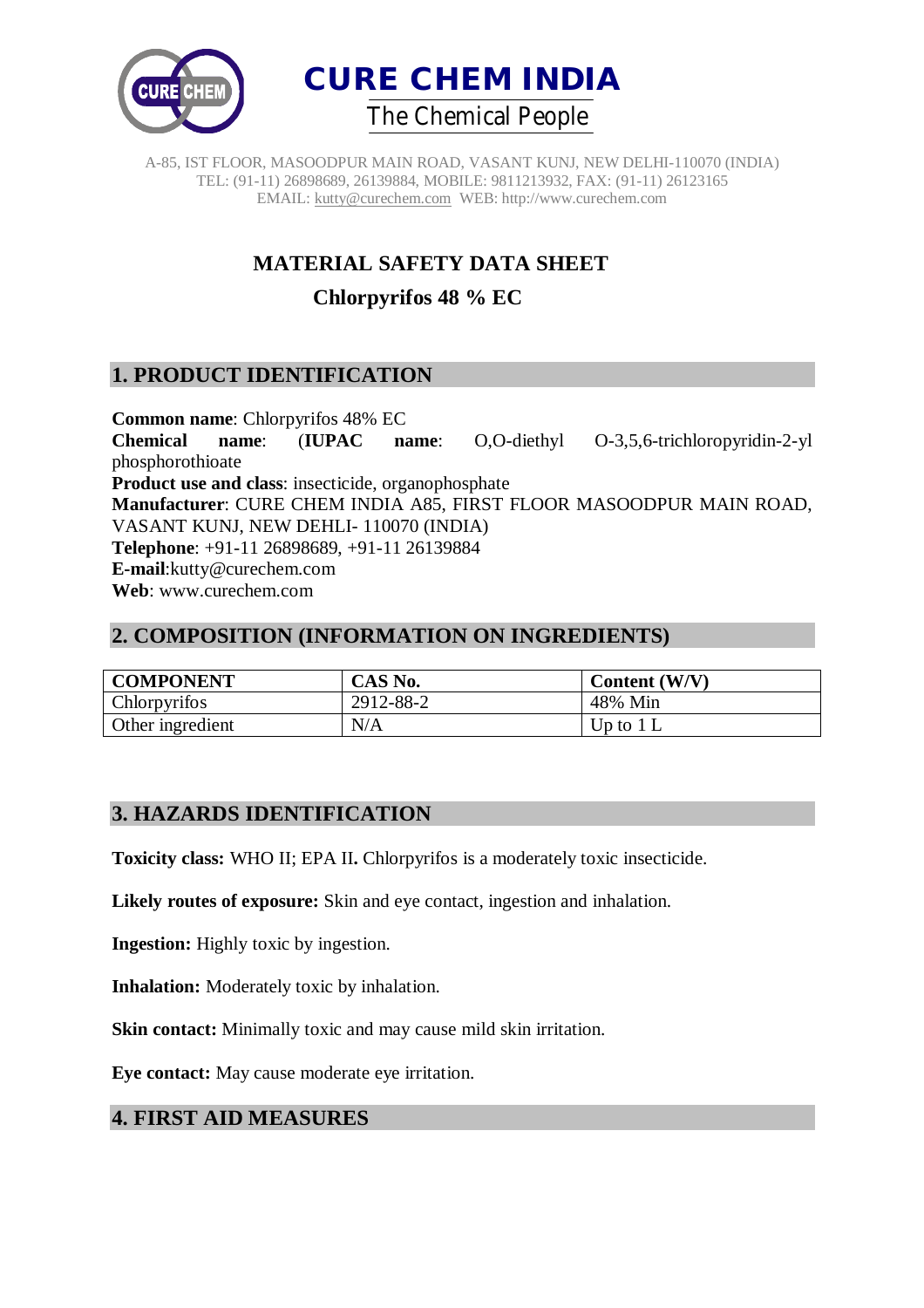# CURE CHEM INDIA

The Chemical People

A-85, IST FLOOR, MASOODPUR MAIN ROAD, VASANT KUNJ, NEW DELHI-110070 (INDIA)
TEL: (91-11) 26898689, 26139884, MOBILE: 9811213932, FAX: (91-11) 26123165
EMAIL: kutty@curechem.com WEB: http://www.curechem.com

## MATERIAL SAFETY DATA SHEET

### Chlorpyrifos 48 % EC

## 1. PRODUCT IDENTIFICATION

**Common name**: Chlorpyrifos 48% EC
**Chemical name**: (**IUPAC name**: O,O-diethyl O-3,5,6-trichloropyridin-2-yl phosphorothioate
**Product use and class**: insecticide, organophosphate
**Manufacturer**: CURE CHEM INDIA A85, FIRST FLOOR MASOODPUR MAIN ROAD, VASANT KUNJ, NEW DEHLI- 110070 (INDIA)
**Telephone**: +91-11 26898689, +91-11 26139884
**E-mail**:kutty@curechem.com
**Web**: www.curechem.com

## 2. COMPOSITION (INFORMATION ON INGREDIENTS)

| COMPONENT | CAS No. | Content (W/V) |
|---|---|---|
| Chlorpyrifos | 2912-88-2 | 48% Min |
| Other ingredient | N/A | Up to 1 L |

## 3. HAZARDS IDENTIFICATION

**Toxicity class:** WHO II; EPA II**.** Chlorpyrifos is a moderately toxic insecticide.

**Likely routes of exposure:** Skin and eye contact, ingestion and inhalation.

**Ingestion:** Highly toxic by ingestion.

**Inhalation:** Moderately toxic by inhalation.

**Skin contact:** Minimally toxic and may cause mild skin irritation.

**Eye contact:** May cause moderate eye irritation.

## 4. FIRST AID MEASURES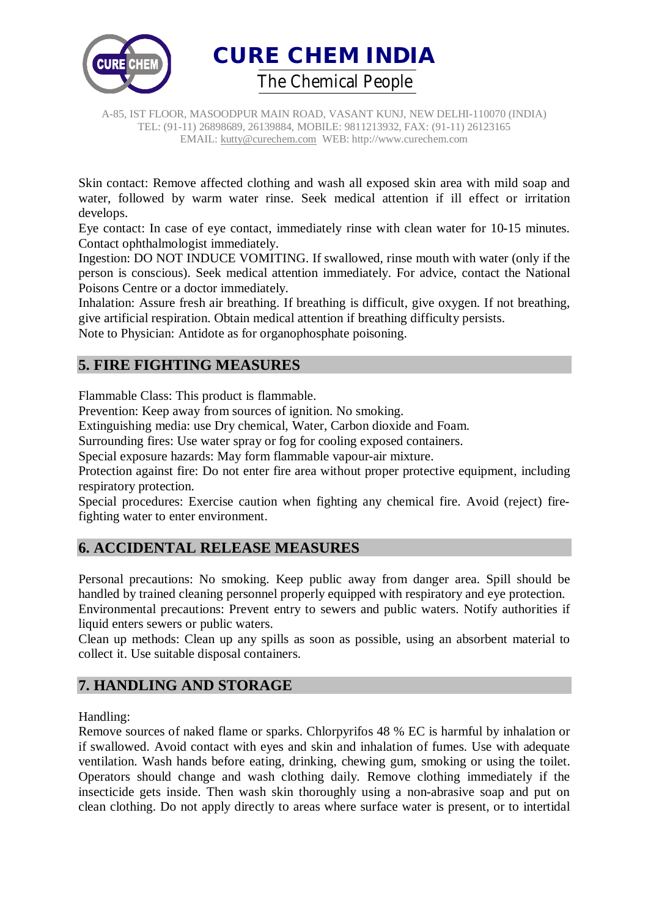Skin contact: Remove affected clothing and wash all exposed skin area with mild soap and water, followed by warm water rinse. Seek medical attention if ill effect or irritation develops.

Eye contact: In case of eye contact, immediately rinse with clean water for 10-15 minutes. Contact ophthalmologist immediately.

Ingestion: DO NOT INDUCE VOMITING. If swallowed, rinse mouth with water (only if the person is conscious). Seek medical attention immediately. For advice, contact the National Poisons Centre or a doctor immediately.

Inhalation: Assure fresh air breathing. If breathing is difficult, give oxygen. If not breathing, give artificial respiration. Obtain medical attention if breathing difficulty persists.

Note to Physician: Antidote as for organophosphate poisoning.

## 5. FIRE FIGHTING MEASURES

Flammable Class: This product is flammable.

Prevention: Keep away from sources of ignition. No smoking.

Extinguishing media: use Dry chemical, Water, Carbon dioxide and Foam.

Surrounding fires: Use water spray or fog for cooling exposed containers.

Special exposure hazards: May form flammable vapour-air mixture.

Protection against fire: Do not enter fire area without proper protective equipment, including respiratory protection.

Special procedures: Exercise caution when fighting any chemical fire. Avoid (reject) fire-fighting water to enter environment.

## 6. ACCIDENTAL RELEASE MEASURES

Personal precautions: No smoking. Keep public away from danger area. Spill should be handled by trained cleaning personnel properly equipped with respiratory and eye protection.

Environmental precautions: Prevent entry to sewers and public waters. Notify authorities if liquid enters sewers or public waters.

Clean up methods: Clean up any spills as soon as possible, using an absorbent material to collect it. Use suitable disposal containers.

## 7. HANDLING AND STORAGE

Handling:

Remove sources of naked flame or sparks. Chlorpyrifos 48 % EC is harmful by inhalation or if swallowed. Avoid contact with eyes and skin and inhalation of fumes. Use with adequate ventilation. Wash hands before eating, drinking, chewing gum, smoking or using the toilet. Operators should change and wash clothing daily. Remove clothing immediately if the insecticide gets inside. Then wash skin thoroughly using a non-abrasive soap and put on clean clothing. Do not apply directly to areas where surface water is present, or to intertidal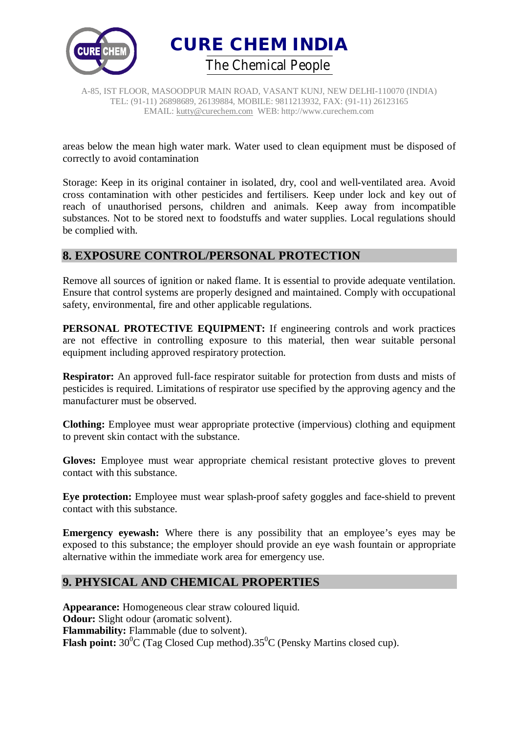areas below the mean high water mark. Water used to clean equipment must be disposed of correctly to avoid contamination

Storage: Keep in its original container in isolated, dry, cool and well-ventilated area. Avoid cross contamination with other pesticides and fertilisers. Keep under lock and key out of reach of unauthorised persons, children and animals. Keep away from incompatible substances. Not to be stored next to foodstuffs and water supplies. Local regulations should be complied with.

## 8. EXPOSURE CONTROL/PERSONAL PROTECTION

Remove all sources of ignition or naked flame. It is essential to provide adequate ventilation. Ensure that control systems are properly designed and maintained. Comply with occupational safety, environmental, fire and other applicable regulations.

**PERSONAL PROTECTIVE EQUIPMENT:** If engineering controls and work practices are not effective in controlling exposure to this material, then wear suitable personal equipment including approved respiratory protection.

**Respirator:** An approved full-face respirator suitable for protection from dusts and mists of pesticides is required. Limitations of respirator use specified by the approving agency and the manufacturer must be observed.

**Clothing:** Employee must wear appropriate protective (impervious) clothing and equipment to prevent skin contact with the substance.

**Gloves:** Employee must wear appropriate chemical resistant protective gloves to prevent contact with this substance.

**Eye protection:** Employee must wear splash-proof safety goggles and face-shield to prevent contact with this substance.

**Emergency eyewash:** Where there is any possibility that an employee's eyes may be exposed to this substance; the employer should provide an eye wash fountain or appropriate alternative within the immediate work area for emergency use.

## 9. PHYSICAL AND CHEMICAL PROPERTIES

**Appearance:** Homogeneous clear straw coloured liquid.
**Odour:** Slight odour (aromatic solvent).
**Flammability:** Flammable (due to solvent).
**Flash point:** $30^0$C (Tag Closed Cup method).$35^0$C (Pensky Martins closed cup).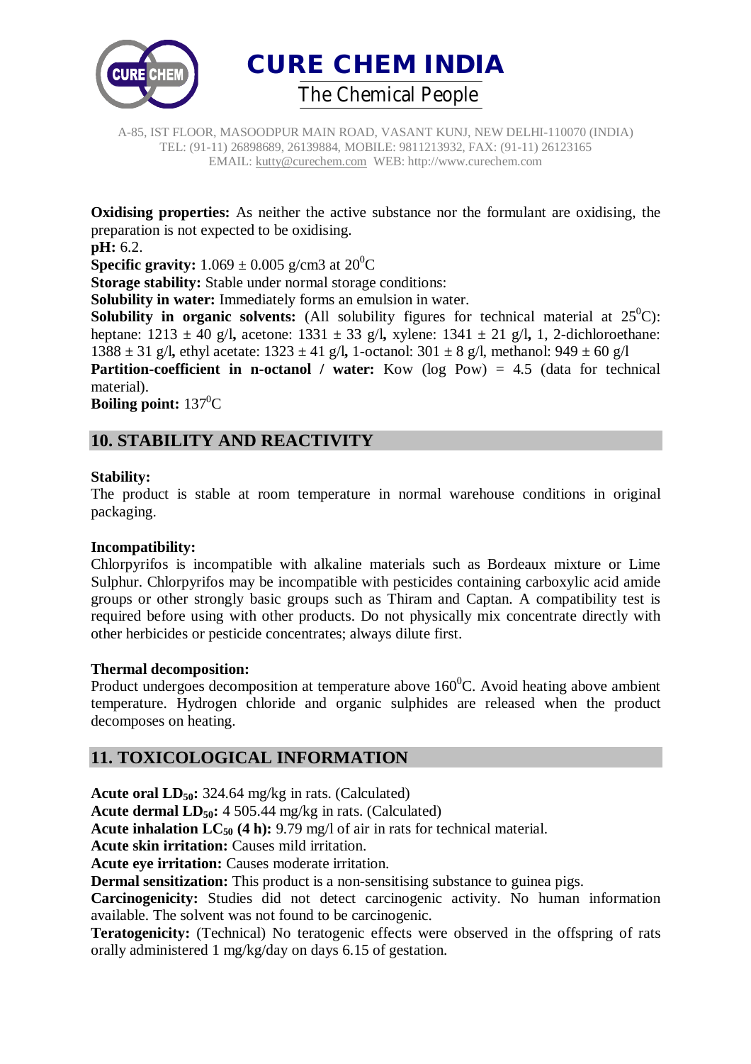**Oxidising properties:** As neither the active substance nor the formulant are oxidising, the preparation is not expected to be oxidising.

**pH:** 6.2.

**Specific gravity:** 1.069 ± 0.005 g/cm3 at $20^0$C

**Storage stability:** Stable under normal storage conditions:

**Solubility in water:** Immediately forms an emulsion in water.

**Solubility in organic solvents:** (All solubility figures for technical material at $25^0$C): heptane: 1213 ± 40 g/l, acetone: 1331 ± 33 g/l, xylene: 1341 ± 21 g/l, 1, 2-dichloroethane: 1388 ± 31 g/l, ethyl acetate: 1323 ± 41 g/l, 1-octanol: 301 ± 8 g/l, methanol: 949 ± 60 g/l

**Partition-coefficient in n-octanol / water:** Kow (log Pow) = 4.5 (data for technical material).

**Boiling point:** $137^0$C

## 10. STABILITY AND REACTIVITY

**Stability:**

The product is stable at room temperature in normal warehouse conditions in original packaging.

**Incompatibility:**

Chlorpyrifos is incompatible with alkaline materials such as Bordeaux mixture or Lime Sulphur. Chlorpyrifos may be incompatible with pesticides containing carboxylic acid amide groups or other strongly basic groups such as Thiram and Captan. A compatibility test is required before using with other products. Do not physically mix concentrate directly with other herbicides or pesticide concentrates; always dilute first.

**Thermal decomposition:**

Product undergoes decomposition at temperature above $160^0$C. Avoid heating above ambient temperature. Hydrogen chloride and organic sulphides are released when the product decomposes on heating.

## 11. TOXICOLOGICAL INFORMATION

**Acute oral $LD_{50}$:** 324.64 mg/kg in rats. (Calculated)

**Acute dermal $LD_{50}$:** 4 505.44 mg/kg in rats. (Calculated)

**Acute inhalation $LC_{50}$ (4 h):** 9.79 mg/l of air in rats for technical material.

**Acute skin irritation:** Causes mild irritation.

**Acute eye irritation:** Causes moderate irritation.

**Dermal sensitization:** This product is a non-sensitising substance to guinea pigs.

**Carcinogenicity:** Studies did not detect carcinogenic activity. No human information available. The solvent was not found to be carcinogenic.

**Teratogenicity:** (Technical) No teratogenic effects were observed in the offspring of rats orally administered 1 mg/kg/day on days 6.15 of gestation.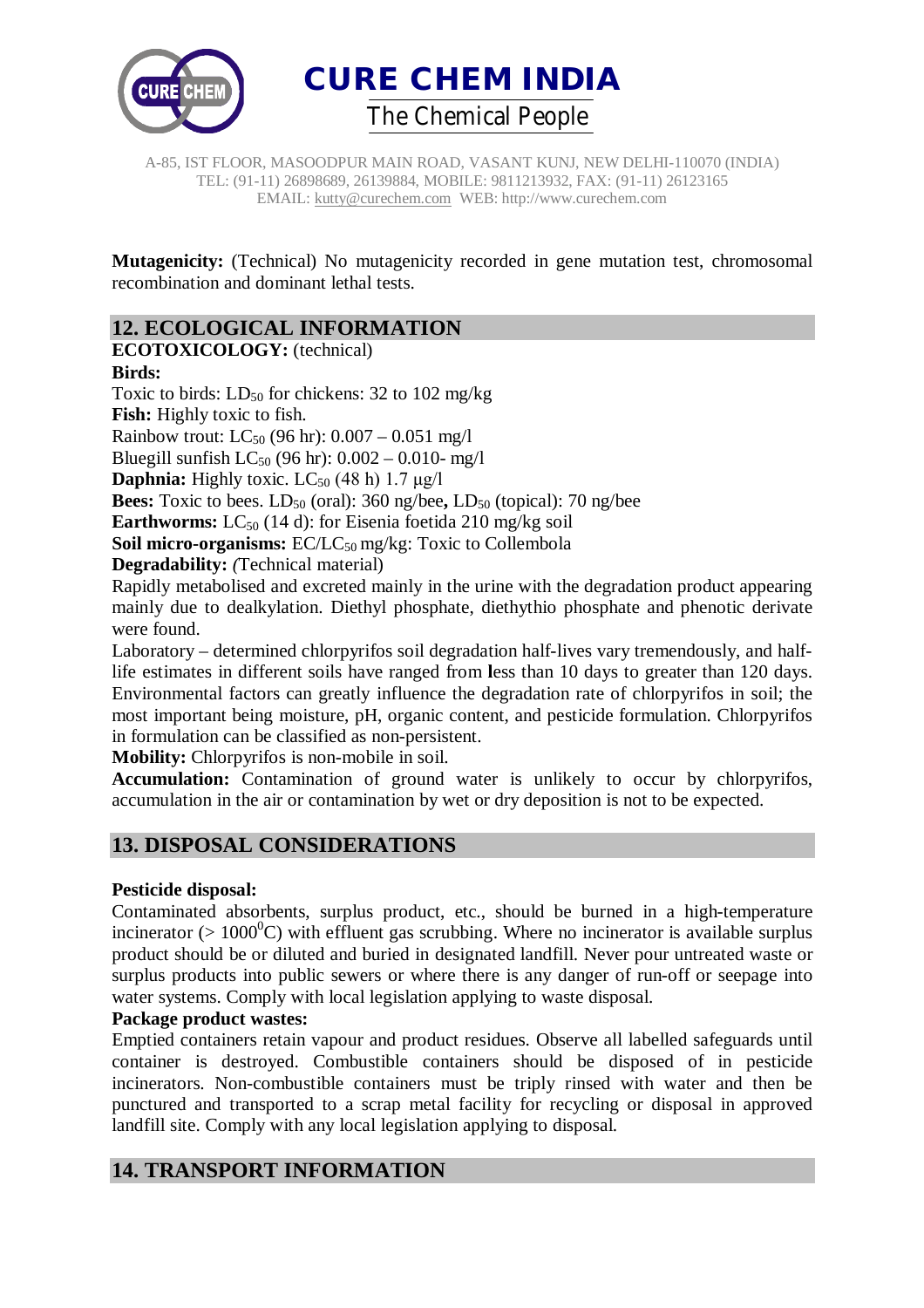**Mutagenicity:** (Technical) No mutagenicity recorded in gene mutation test, chromosomal recombination and dominant lethal tests.

## 12. ECOLOGICAL INFORMATION

**ECOTOXICOLOGY:** (technical)

**Birds:**

Toxic to birds: $LD_{50}$ for chickens: 32 to 102 mg/kg

**Fish:** Highly toxic to fish.

Rainbow trout: $LC_{50}$ (96 hr): 0.007 – 0.051 mg/l

Bluegill sunfish $LC_{50}$ (96 hr): 0.002 – 0.010- mg/l

**Daphnia:** Highly toxic. $LC_{50}$ (48 h) 1.7 μg/l

**Bees:** Toxic to bees. $LD_{50}$ (oral): 360 ng/bee**,** $LD_{50}$ (topical): 70 ng/bee

**Earthworms:** $LC_{50}$ (14 d): for Eisenia foetida 210 mg/kg soil

**Soil micro-organisms:** EC/$LC_{50}$ mg/kg: Toxic to Collembola

**Degradability:** *(*Technical material)

Rapidly metabolised and excreted mainly in the urine with the degradation product appearing mainly due to dealkylation. Diethyl phosphate, diethythio phosphate and phenotic derivate were found.

Laboratory – determined chlorpyrifos soil degradation half-lives vary tremendously, and half-life estimates in different soils have ranged from **l**ess than 10 days to greater than 120 days. Environmental factors can greatly influence the degradation rate of chlorpyrifos in soil; the most important being moisture, pH, organic content, and pesticide formulation. Chlorpyrifos in formulation can be classified as non-persistent.

**Mobility:** Chlorpyrifos is non-mobile in soil.

**Accumulation:** Contamination of ground water is unlikely to occur by chlorpyrifos, accumulation in the air or contamination by wet or dry deposition is not to be expected.

## 13. DISPOSAL CONSIDERATIONS

**Pesticide disposal:**

Contaminated absorbents, surplus product, etc., should be burned in a high-temperature incinerator (> $1000^0$C) with effluent gas scrubbing. Where no incinerator is available surplus product should be or diluted and buried in designated landfill. Never pour untreated waste or surplus products into public sewers or where there is any danger of run-off or seepage into water systems. Comply with local legislation applying to waste disposal.

**Package product wastes:**

Emptied containers retain vapour and product residues. Observe all labelled safeguards until container is destroyed. Combustible containers should be disposed of in pesticide incinerators. Non-combustible containers must be triply rinsed with water and then be punctured and transported to a scrap metal facility for recycling or disposal in approved landfill site. Comply with any local legislation applying to disposal.

## 14. TRANSPORT INFORMATION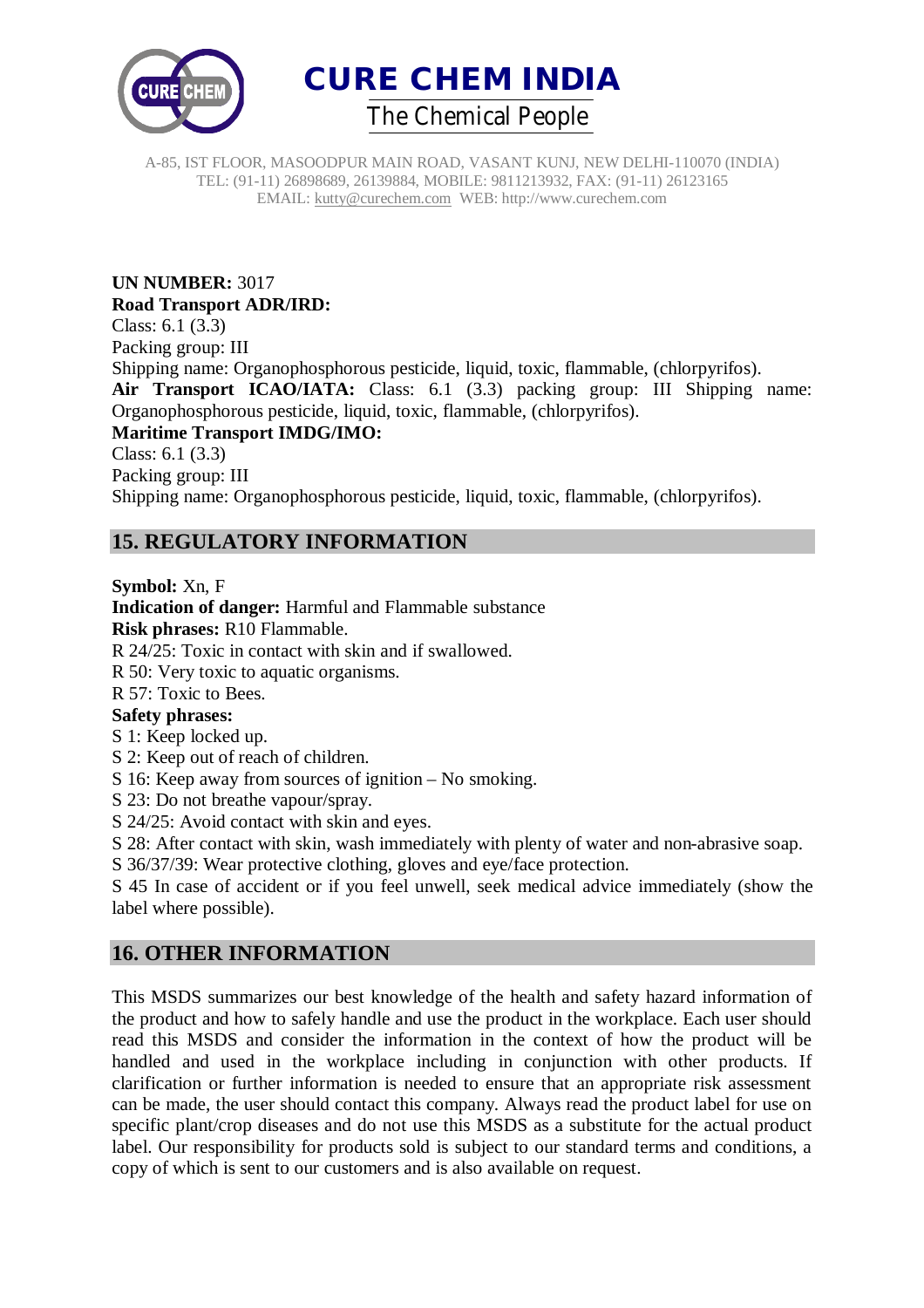**UN NUMBER:** 3017

**Road Transport ADR/IRD:**

Class: 6.1 (3.3)

Packing group: III

Shipping name: Organophosphorous pesticide, liquid, toxic, flammable, (chlorpyrifos).

**Air Transport ICAO/IATA:** Class: 6.1 (3.3) packing group: III Shipping name: Organophosphorous pesticide, liquid, toxic, flammable, (chlorpyrifos).

**Maritime Transport IMDG/IMO:**

Class: 6.1 (3.3)

Packing group: III

Shipping name: Organophosphorous pesticide, liquid, toxic, flammable, (chlorpyrifos).

## 15. REGULATORY INFORMATION

**Symbol:** Xn, F

**Indication of danger:** Harmful and Flammable substance

**Risk phrases:** R10 Flammable.

R 24/25: Toxic in contact with skin and if swallowed.

R 50: Very toxic to aquatic organisms.

R 57: Toxic to Bees.

**Safety phrases:**

S 1: Keep locked up.

S 2: Keep out of reach of children.

S 16: Keep away from sources of ignition – No smoking.

S 23: Do not breathe vapour/spray.

S 24/25: Avoid contact with skin and eyes.

S 28: After contact with skin, wash immediately with plenty of water and non-abrasive soap.

S 36/37/39: Wear protective clothing, gloves and eye/face protection.

S 45 In case of accident or if you feel unwell, seek medical advice immediately (show the label where possible).

## 16. OTHER INFORMATION

This MSDS summarizes our best knowledge of the health and safety hazard information of the product and how to safely handle and use the product in the workplace. Each user should read this MSDS and consider the information in the context of how the product will be handled and used in the workplace including in conjunction with other products. If clarification or further information is needed to ensure that an appropriate risk assessment can be made, the user should contact this company. Always read the product label for use on specific plant/crop diseases and do not use this MSDS as a substitute for the actual product label. Our responsibility for products sold is subject to our standard terms and conditions, a copy of which is sent to our customers and is also available on request.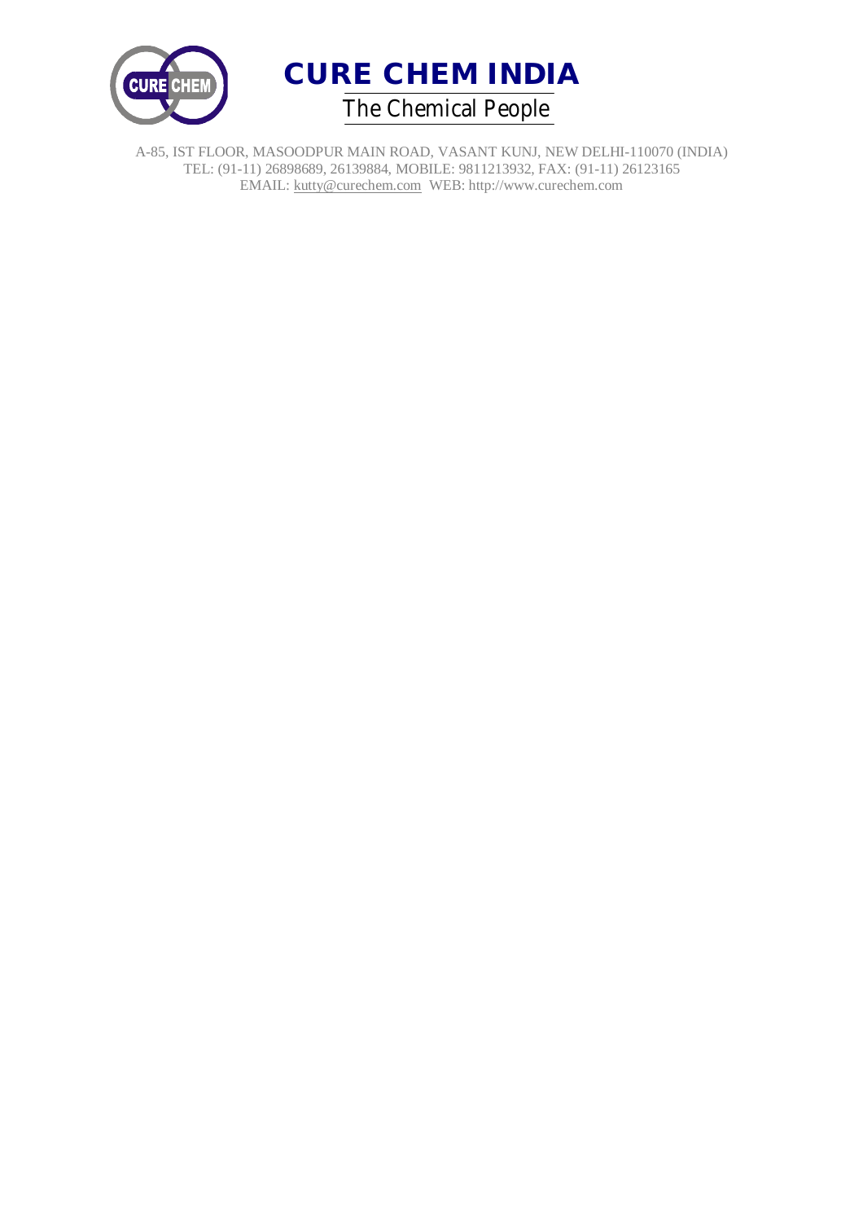# CURE CHEM INDIA

The Chemical People

A-85, IST FLOOR, MASOODPUR MAIN ROAD, VASANT KUNJ, NEW DELHI-110070 (INDIA)
TEL: (91-11) 26898689, 26139884, MOBILE: 9811213932, FAX: (91-11) 26123165
EMAIL: kutty@curechem.com WEB: http://www.curechem.com